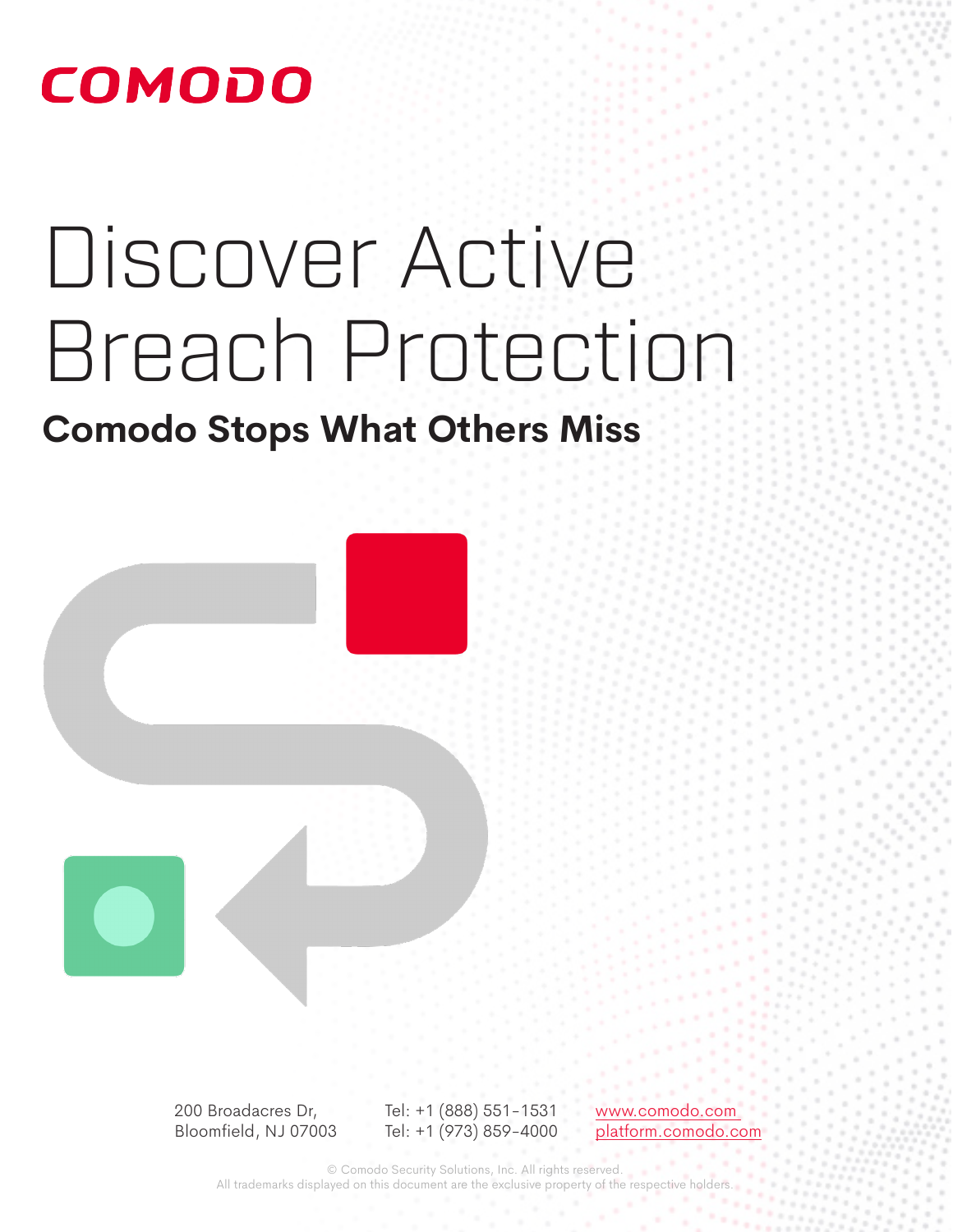COMODO

# Discover Active Breach Protection

## Comodo Stops What Others Miss

200 Broadacres Dr,
Bloomfield, NJ 07003

Tel: +1 (888) 551-1531
Tel: +1 (973) 859-4000

www.comodo.com
platform.comodo.com

© Comodo Security Solutions, Inc. All rights reserved.
All trademarks displayed on this document are the exclusive property of the respective holders.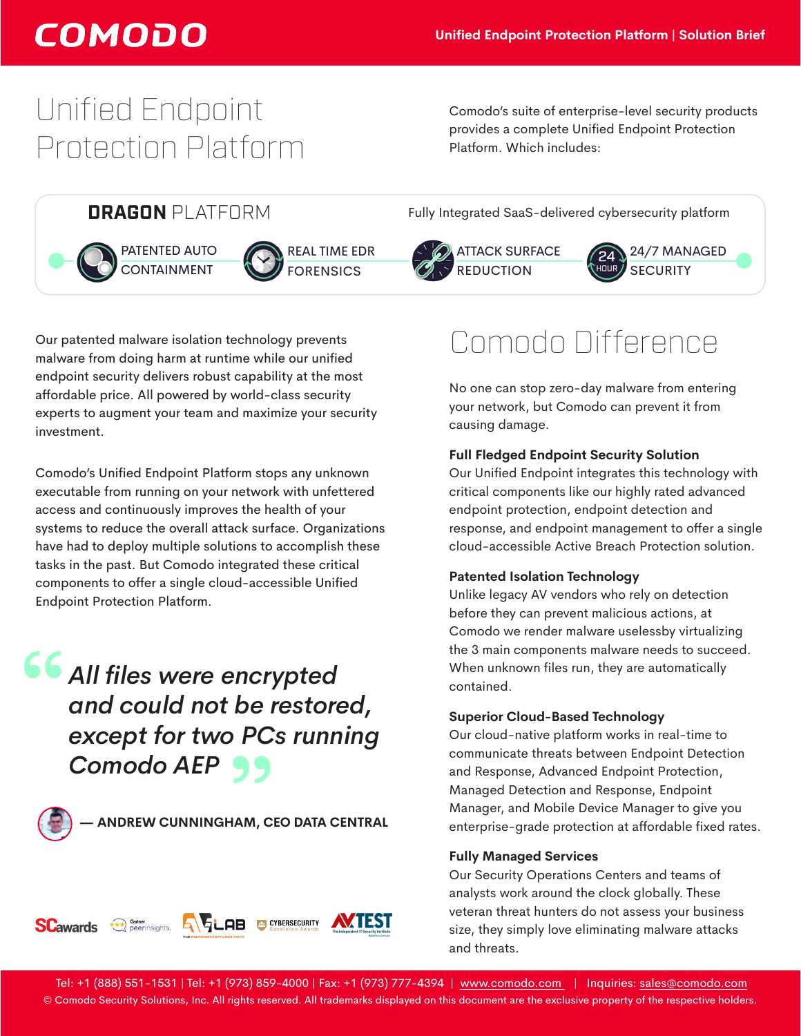# Unified Endpoint Protection Platform

Comodo's suite of enterprise-level security products provides a complete Unified Endpoint Protection Platform. Which includes:

**DRAGON** PLATFORM

Fully Integrated SaaS-delivered cybersecurity platform

- PATENTED AUTO CONTAINMENT
- REAL TIME EDR FORENSICS
- ATTACK SURFACE REDUCTION
- 24/7 MANAGED SECURITY

Our patented malware isolation technology prevents malware from doing harm at runtime while our unified endpoint security delivers robust capability at the most affordable price. All powered by world-class security experts to augment your team and maximize your security investment.

Comodo's Unified Endpoint Platform stops any unknown executable from running on your network with unfettered access and continuously improves the health of your systems to reduce the overall attack surface. Organizations have had to deploy multiple solutions to accomplish these tasks in the past. But Comodo integrated these critical components to offer a single cloud-accessible Unified Endpoint Protection Platform.

> *"All files were encrypted and could not be restored, except for two PCs running Comodo AEP"*
>
> — **ANDREW CUNNINGHAM, CEO DATA CENTRAL**

## Comodo Difference

No one can stop zero-day malware from entering your network, but Comodo can prevent it from causing damage.

**Full Fledged Endpoint Security Solution**
Our Unified Endpoint integrates this technology with critical components like our highly rated advanced endpoint protection, endpoint detection and response, and endpoint management to offer a single cloud-accessible Active Breach Protection solution.

**Patented Isolation Technology**
Unlike legacy AV vendors who rely on detection before they can prevent malicious actions, at Comodo we render malware uselessby virtualizing the 3 main components malware needs to succeed. When unknown files run, they are automatically contained.

**Superior Cloud-Based Technology**
Our cloud-native platform works in real-time to communicate threats between Endpoint Detection and Response, Advanced Endpoint Protection, Managed Detection and Response, Endpoint Manager, and Mobile Device Manager to give you enterprise-grade protection at affordable fixed rates.

**Fully Managed Services**
Our Security Operations Centers and teams of analysts work around the clock globally. These veteran threat hunters do not assess your business size, they simply love eliminating malware attacks and threats.

Tel: +1 (888) 551-1531 | Tel: +1 (973) 859-4000 | Fax: +1 (973) 777-4394 | www.comodo.com | Inquiries: sales@comodo.com

© Comodo Security Solutions, Inc. All rights reserved. All trademarks displayed on this document are the exclusive property of the respective holders.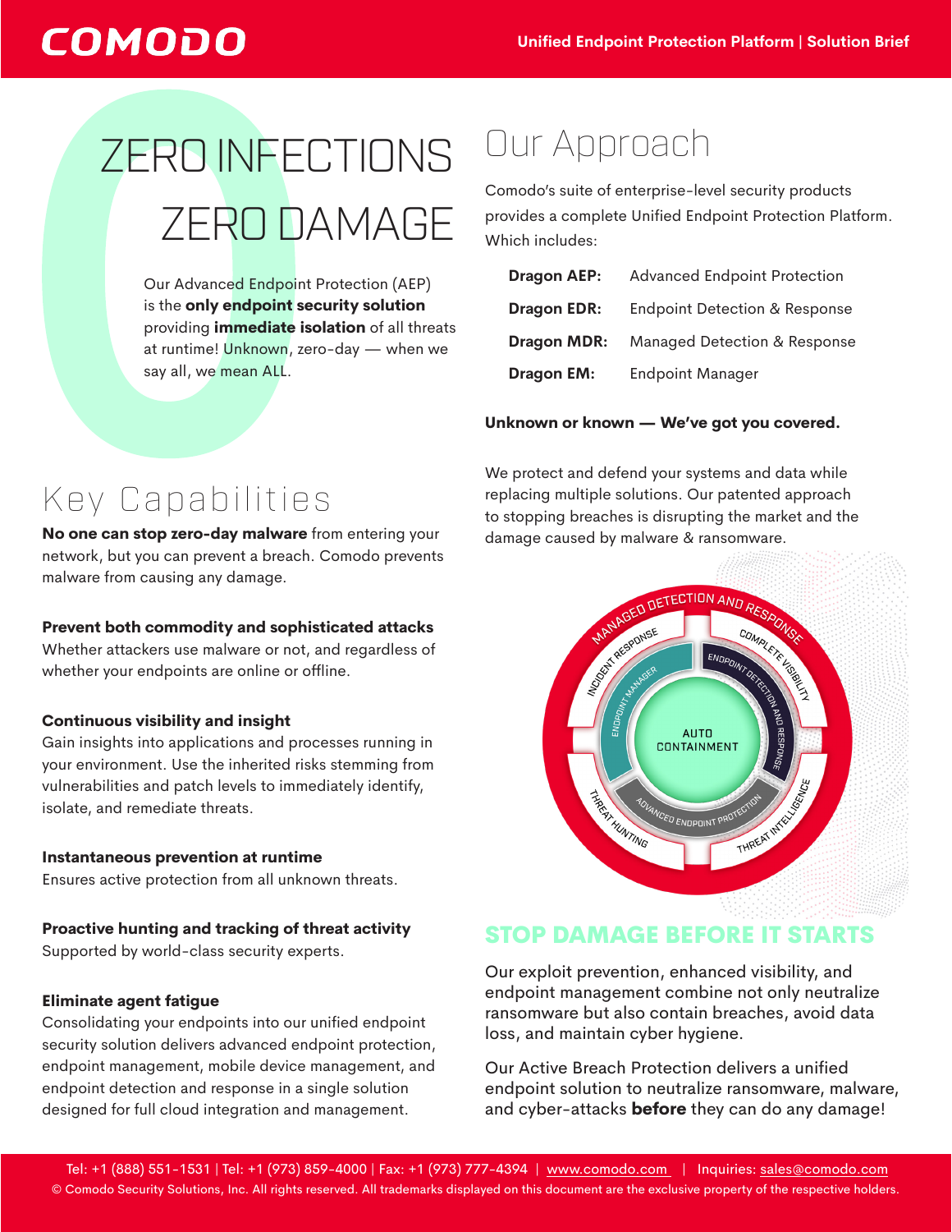# ZERO INFECTIONS ZERO DAMAGE

Our Advanced Endpoint Protection (AEP) is the **only endpoint security solution** providing **immediate isolation** of all threats at runtime! Unknown, zero-day — when we say all, we mean ALL.

## Key Capabilities

**No one can stop zero-day malware** from entering your network, but you can prevent a breach. Comodo prevents malware from causing any damage.

**Prevent both commodity and sophisticated attacks**
Whether attackers use malware or not, and regardless of whether your endpoints are online or offline.

**Continuous visibility and insight**
Gain insights into applications and processes running in your environment. Use the inherited risks stemming from vulnerabilities and patch levels to immediately identify, isolate, and remediate threats.

**Instantaneous prevention at runtime**
Ensures active protection from all unknown threats.

**Proactive hunting and tracking of threat activity**
Supported by world-class security experts.

**Eliminate agent fatigue**
Consolidating your endpoints into our unified endpoint security solution delivers advanced endpoint protection, endpoint management, mobile device management, and endpoint detection and response in a single solution designed for full cloud integration and management.

## Our Approach

Comodo's suite of enterprise-level security products provides a complete Unified Endpoint Protection Platform. Which includes:

| | |
|---|---|
| **Dragon AEP:** | Advanced Endpoint Protection |
| **Dragon EDR:** | Endpoint Detection & Response |
| **Dragon MDR:** | Managed Detection & Response |
| **Dragon EM:** | Endpoint Manager |

**Unknown or known — We've got you covered.**

We protect and defend your systems and data while replacing multiple solutions. Our patented approach to stopping breaches is disrupting the market and the damage caused by malware & ransomware.

MANAGED DETECTION AND RESPONSE
INCIDENT RESPONSE
COMPLETE VISIBILITY
ENDPOINT MANAGER
ENDPOINT DETECTION AND RESPONSE
AUTO CONTAINMENT
ADVANCED ENDPOINT PROTECTION
THREAT HUNTING
THREAT INTELLIGENCE

## STOP DAMAGE BEFORE IT STARTS

Our exploit prevention, enhanced visibility, and endpoint management combine not only neutralize ransomware but also contain breaches, avoid data loss, and maintain cyber hygiene.

Our Active Breach Protection delivers a unified endpoint solution to neutralize ransomware, malware, and cyber-attacks **before** they can do any damage!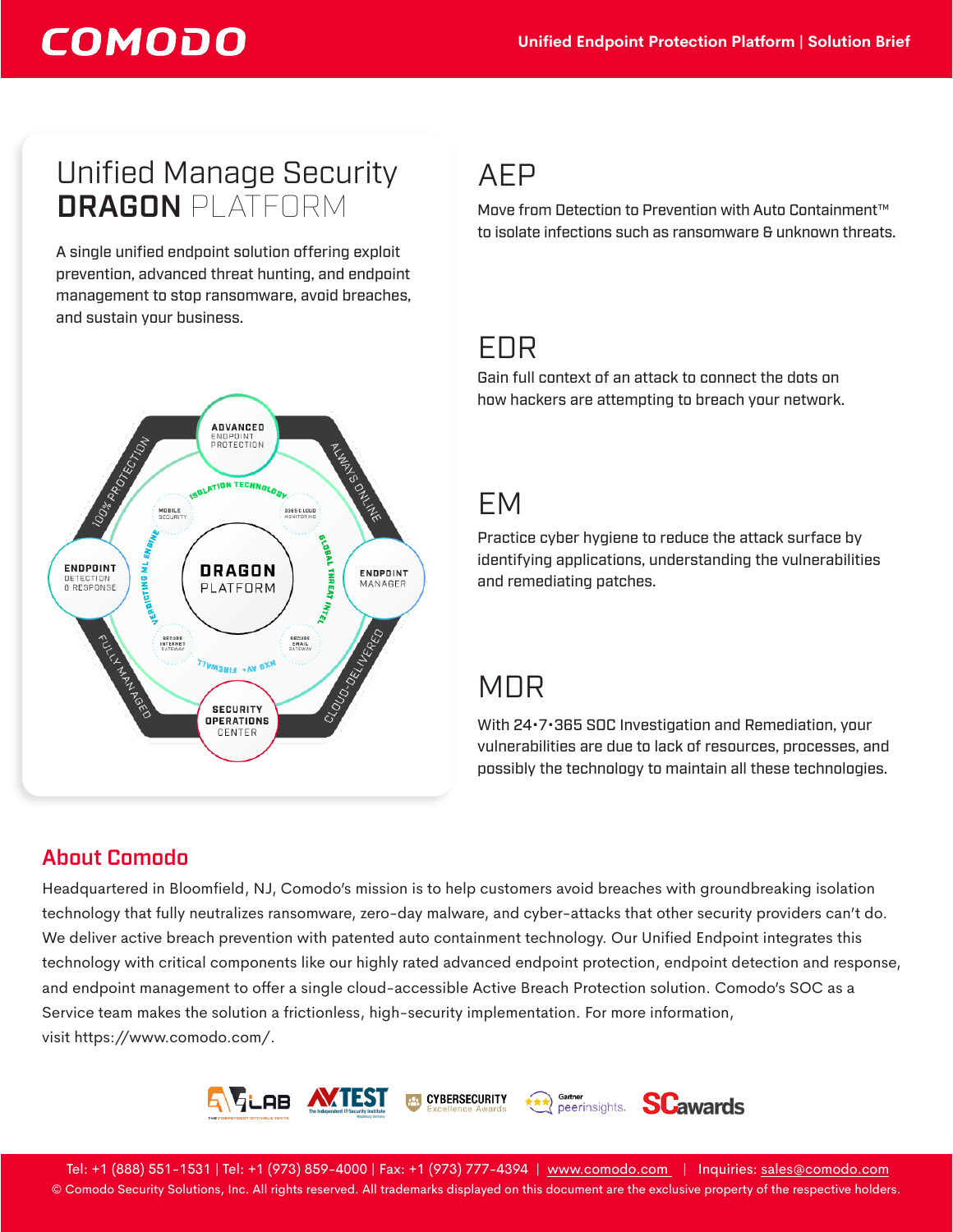# Unified Manage Security **DRAGON** PLATFORM

A single unified endpoint solution offering exploit prevention, advanced threat hunting, and endpoint management to stop ransomware, avoid breaches, and sustain your business.

ADVANCED ENDPOINT PROTECTION
ENDPOINT DETECTION & RESPONSE
ENDPOINT MANAGER
SECURITY OPERATIONS CENTER
DRAGON PLATFORM
100% PROTECTION
ALWAYS ONLINE
FULLY MANAGED
CLOUD-DELIVERED
ISOLATION TECHNOLOGY
GLOBAL THREAT INTEL
NXG AV+ FIREWALL
VERDICTING ML ENGINE
MOBILE SECURITY
O365 & CLOUD MONITORING
SECURE INTERNET GATEWAY
SECURE EMAIL GATEWAY

## AEP

Move from Detection to Prevention with Auto Containment™ to isolate infections such as ransomware & unknown threats.

## EDR

Gain full context of an attack to connect the dots on how hackers are attempting to breach your network.

## EM

Practice cyber hygiene to reduce the attack surface by identifying applications, understanding the vulnerabilities and remediating patches.

## MDR

With 24•7•365 SOC Investigation and Remediation, your vulnerabilities are due to lack of resources, processes, and possibly the technology to maintain all these technologies.

## About Comodo

Headquartered in Bloomfield, NJ, Comodo's mission is to help customers avoid breaches with groundbreaking isolation technology that fully neutralizes ransomware, zero-day malware, and cyber-attacks that other security providers can't do. We deliver active breach prevention with patented auto containment technology. Our Unified Endpoint integrates this technology with critical components like our highly rated advanced endpoint protection, endpoint detection and response, and endpoint management to offer a single cloud-accessible Active Breach Protection solution. Comodo's SOC as a Service team makes the solution a frictionless, high-security implementation. For more information, visit https://www.comodo.com/.

AVLAB | AV-TEST | CYBERSECURITY Excellence Awards | Gartner peerinsights. | SCawards

Tel: +1 (888) 551-1531 | Tel: +1 (973) 859-4000 | Fax: +1 (973) 777-4394 | www.comodo.com | Inquiries: sales@comodo.com

© Comodo Security Solutions, Inc. All rights reserved. All trademarks displayed on this document are the exclusive property of the respective holders.